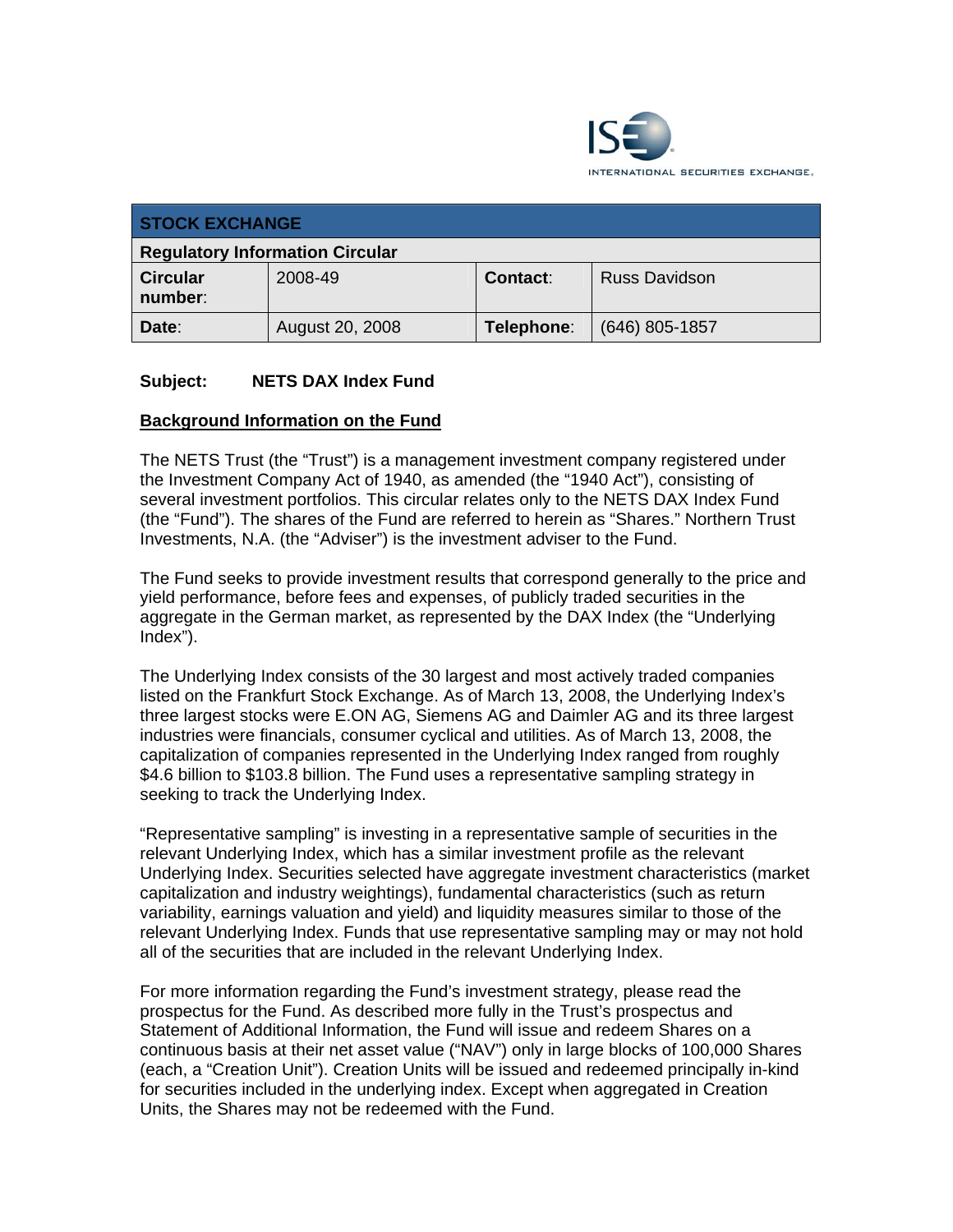ISE
INTERNATIONAL SECURITIES EXCHANGE.

| STOCK EXCHANGE | | | |
|---|---|---|---|
| **Regulatory Information Circular** | | | |
| **Circular number**: | 2008-49 | **Contact**: | Russ Davidson |
| **Date**: | August 20, 2008 | **Telephone**: | (646) 805-1857 |

**Subject: NETS DAX Index Fund**

**Background Information on the Fund**

The NETS Trust (the "Trust") is a management investment company registered under the Investment Company Act of 1940, as amended (the "1940 Act"), consisting of several investment portfolios. This circular relates only to the NETS DAX Index Fund (the "Fund"). The shares of the Fund are referred to herein as "Shares." Northern Trust Investments, N.A. (the "Adviser") is the investment adviser to the Fund.

The Fund seeks to provide investment results that correspond generally to the price and yield performance, before fees and expenses, of publicly traded securities in the aggregate in the German market, as represented by the DAX Index (the "Underlying Index").

The Underlying Index consists of the 30 largest and most actively traded companies listed on the Frankfurt Stock Exchange. As of March 13, 2008, the Underlying Index's three largest stocks were E.ON AG, Siemens AG and Daimler AG and its three largest industries were financials, consumer cyclical and utilities. As of March 13, 2008, the capitalization of companies represented in the Underlying Index ranged from roughly $4.6 billion to $103.8 billion. The Fund uses a representative sampling strategy in seeking to track the Underlying Index.

"Representative sampling" is investing in a representative sample of securities in the relevant Underlying Index, which has a similar investment profile as the relevant Underlying Index. Securities selected have aggregate investment characteristics (market capitalization and industry weightings), fundamental characteristics (such as return variability, earnings valuation and yield) and liquidity measures similar to those of the relevant Underlying Index. Funds that use representative sampling may or may not hold all of the securities that are included in the relevant Underlying Index.

For more information regarding the Fund's investment strategy, please read the prospectus for the Fund. As described more fully in the Trust's prospectus and Statement of Additional Information, the Fund will issue and redeem Shares on a continuous basis at their net asset value ("NAV") only in large blocks of 100,000 Shares (each, a "Creation Unit"). Creation Units will be issued and redeemed principally in-kind for securities included in the underlying index. Except when aggregated in Creation Units, the Shares may not be redeemed with the Fund.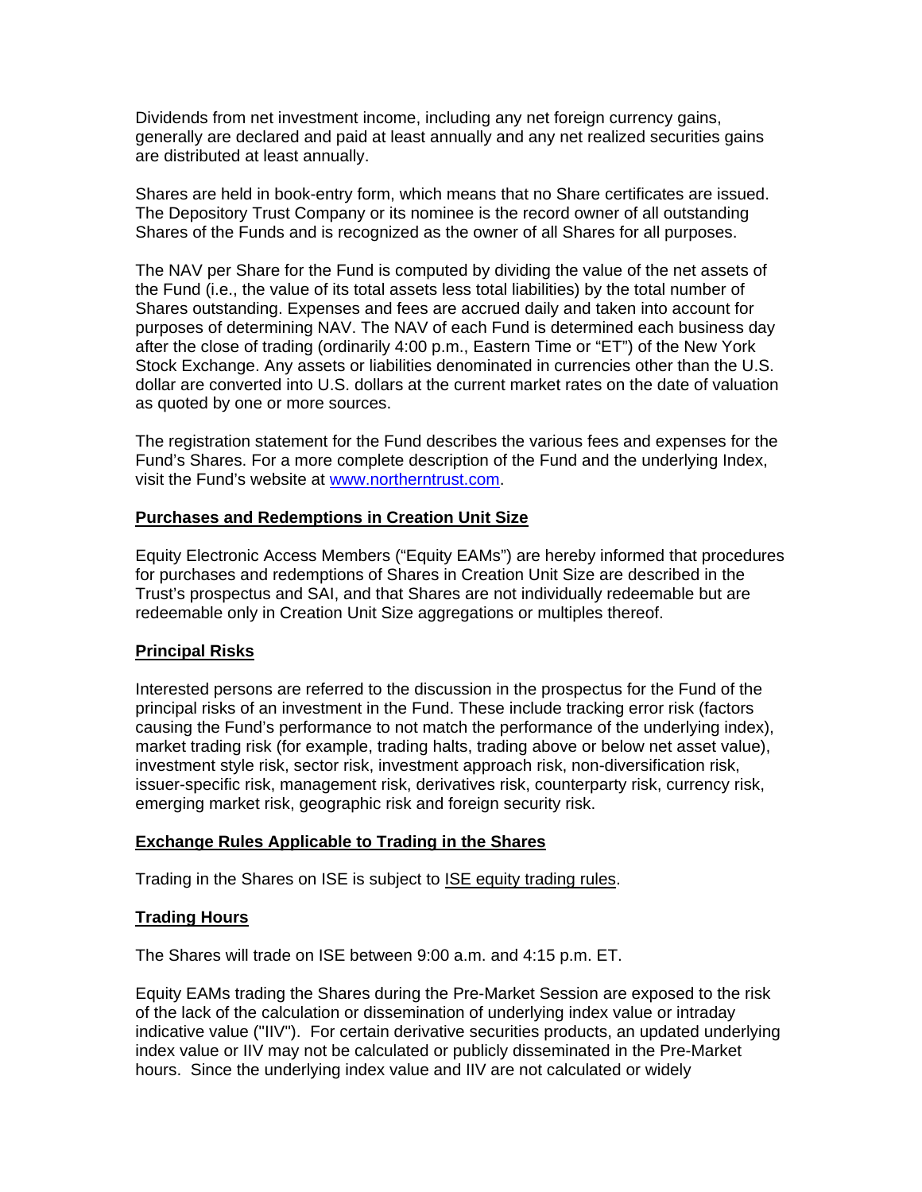Dividends from net investment income, including any net foreign currency gains, generally are declared and paid at least annually and any net realized securities gains are distributed at least annually.

Shares are held in book-entry form, which means that no Share certificates are issued. The Depository Trust Company or its nominee is the record owner of all outstanding Shares of the Funds and is recognized as the owner of all Shares for all purposes.

The NAV per Share for the Fund is computed by dividing the value of the net assets of the Fund (i.e., the value of its total assets less total liabilities) by the total number of Shares outstanding. Expenses and fees are accrued daily and taken into account for purposes of determining NAV. The NAV of each Fund is determined each business day after the close of trading (ordinarily 4:00 p.m., Eastern Time or "ET") of the New York Stock Exchange. Any assets or liabilities denominated in currencies other than the U.S. dollar are converted into U.S. dollars at the current market rates on the date of valuation as quoted by one or more sources.

The registration statement for the Fund describes the various fees and expenses for the Fund's Shares. For a more complete description of the Fund and the underlying Index, visit the Fund's website at [www.northerntrust.com](http://www.northerntrust.com).

**Purchases and Redemptions in Creation Unit Size**

Equity Electronic Access Members ("Equity EAMs") are hereby informed that procedures for purchases and redemptions of Shares in Creation Unit Size are described in the Trust's prospectus and SAI, and that Shares are not individually redeemable but are redeemable only in Creation Unit Size aggregations or multiples thereof.

**Principal Risks**

Interested persons are referred to the discussion in the prospectus for the Fund of the principal risks of an investment in the Fund. These include tracking error risk (factors causing the Fund's performance to not match the performance of the underlying index), market trading risk (for example, trading halts, trading above or below net asset value), investment style risk, sector risk, investment approach risk, non-diversification risk, issuer-specific risk, management risk, derivatives risk, counterparty risk, currency risk, emerging market risk, geographic risk and foreign security risk.

**Exchange Rules Applicable to Trading in the Shares**

Trading in the Shares on ISE is subject to ISE equity trading rules.

**Trading Hours**

The Shares will trade on ISE between 9:00 a.m. and 4:15 p.m. ET.

Equity EAMs trading the Shares during the Pre-Market Session are exposed to the risk of the lack of the calculation or dissemination of underlying index value or intraday indicative value ("IIV"). For certain derivative securities products, an updated underlying index value or IIV may not be calculated or publicly disseminated in the Pre-Market hours. Since the underlying index value and IIV are not calculated or widely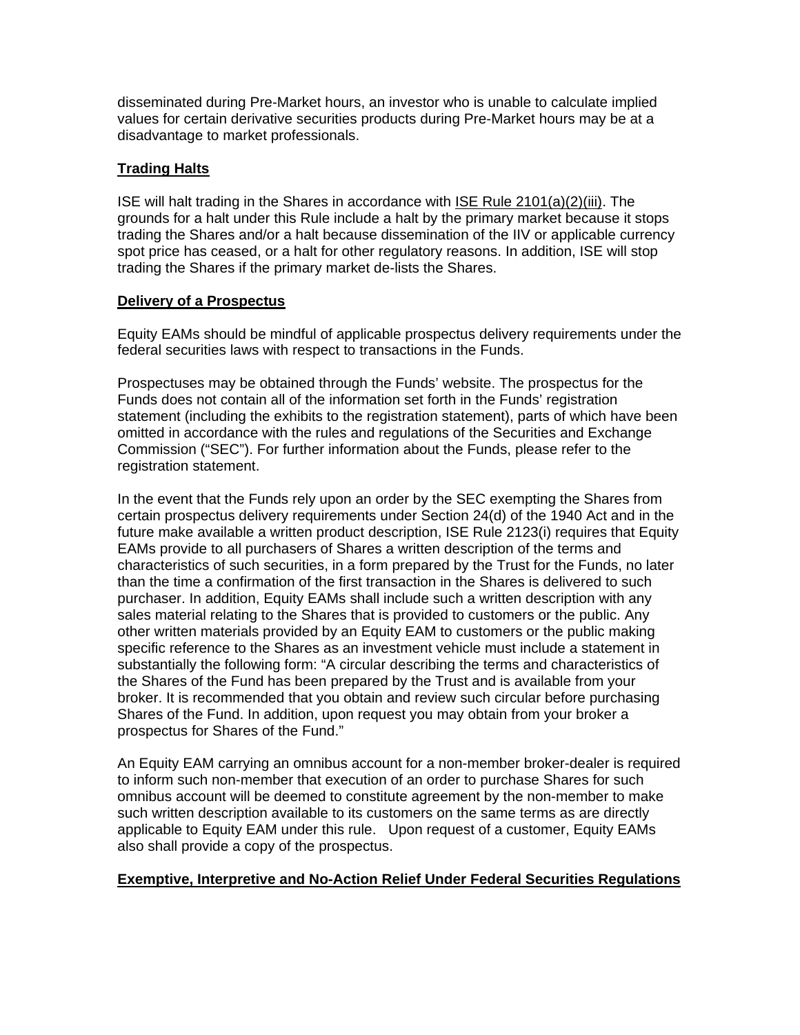disseminated during Pre-Market hours, an investor who is unable to calculate implied values for certain derivative securities products during Pre-Market hours may be at a disadvantage to market professionals.

**Trading Halts**

ISE will halt trading in the Shares in accordance with ISE Rule 2101(a)(2)(iii). The grounds for a halt under this Rule include a halt by the primary market because it stops trading the Shares and/or a halt because dissemination of the IIV or applicable currency spot price has ceased, or a halt for other regulatory reasons. In addition, ISE will stop trading the Shares if the primary market de-lists the Shares.

**Delivery of a Prospectus**

Equity EAMs should be mindful of applicable prospectus delivery requirements under the federal securities laws with respect to transactions in the Funds.

Prospectuses may be obtained through the Funds' website. The prospectus for the Funds does not contain all of the information set forth in the Funds' registration statement (including the exhibits to the registration statement), parts of which have been omitted in accordance with the rules and regulations of the Securities and Exchange Commission ("SEC"). For further information about the Funds, please refer to the registration statement.

In the event that the Funds rely upon an order by the SEC exempting the Shares from certain prospectus delivery requirements under Section 24(d) of the 1940 Act and in the future make available a written product description, ISE Rule 2123(i) requires that Equity EAMs provide to all purchasers of Shares a written description of the terms and characteristics of such securities, in a form prepared by the Trust for the Funds, no later than the time a confirmation of the first transaction in the Shares is delivered to such purchaser. In addition, Equity EAMs shall include such a written description with any sales material relating to the Shares that is provided to customers or the public. Any other written materials provided by an Equity EAM to customers or the public making specific reference to the Shares as an investment vehicle must include a statement in substantially the following form: "A circular describing the terms and characteristics of the Shares of the Fund has been prepared by the Trust and is available from your broker. It is recommended that you obtain and review such circular before purchasing Shares of the Fund. In addition, upon request you may obtain from your broker a prospectus for Shares of the Fund."

An Equity EAM carrying an omnibus account for a non-member broker-dealer is required to inform such non-member that execution of an order to purchase Shares for such omnibus account will be deemed to constitute agreement by the non-member to make such written description available to its customers on the same terms as are directly applicable to Equity EAM under this rule. Upon request of a customer, Equity EAMs also shall provide a copy of the prospectus.

**Exemptive, Interpretive and No-Action Relief Under Federal Securities Regulations**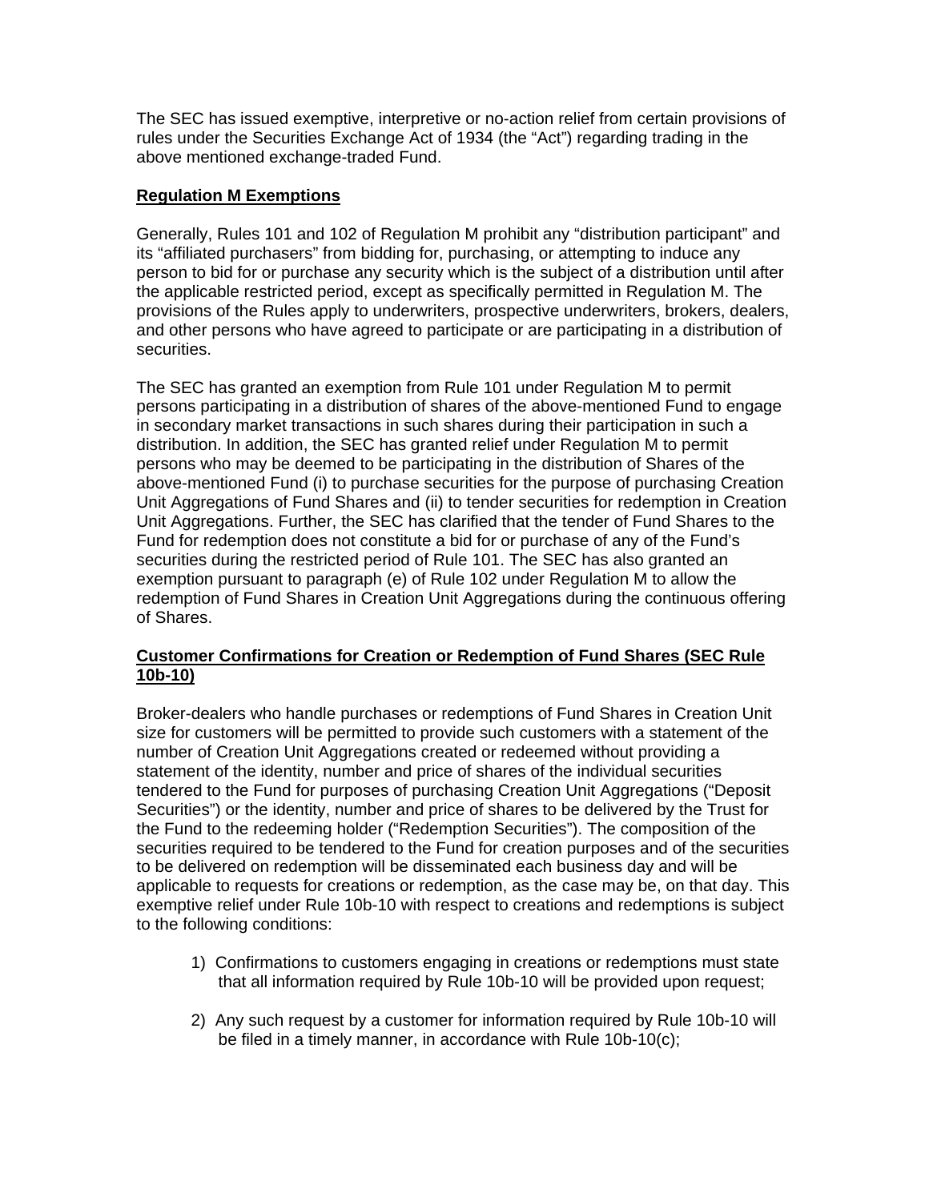The SEC has issued exemptive, interpretive or no-action relief from certain provisions of rules under the Securities Exchange Act of 1934 (the "Act") regarding trading in the above mentioned exchange-traded Fund.

**Regulation M Exemptions**

Generally, Rules 101 and 102 of Regulation M prohibit any "distribution participant" and its "affiliated purchasers" from bidding for, purchasing, or attempting to induce any person to bid for or purchase any security which is the subject of a distribution until after the applicable restricted period, except as specifically permitted in Regulation M. The provisions of the Rules apply to underwriters, prospective underwriters, brokers, dealers, and other persons who have agreed to participate or are participating in a distribution of securities.

The SEC has granted an exemption from Rule 101 under Regulation M to permit persons participating in a distribution of shares of the above-mentioned Fund to engage in secondary market transactions in such shares during their participation in such a distribution. In addition, the SEC has granted relief under Regulation M to permit persons who may be deemed to be participating in the distribution of Shares of the above-mentioned Fund (i) to purchase securities for the purpose of purchasing Creation Unit Aggregations of Fund Shares and (ii) to tender securities for redemption in Creation Unit Aggregations. Further, the SEC has clarified that the tender of Fund Shares to the Fund for redemption does not constitute a bid for or purchase of any of the Fund's securities during the restricted period of Rule 101. The SEC has also granted an exemption pursuant to paragraph (e) of Rule 102 under Regulation M to allow the redemption of Fund Shares in Creation Unit Aggregations during the continuous offering of Shares.

**Customer Confirmations for Creation or Redemption of Fund Shares (SEC Rule 10b-10)**

Broker-dealers who handle purchases or redemptions of Fund Shares in Creation Unit size for customers will be permitted to provide such customers with a statement of the number of Creation Unit Aggregations created or redeemed without providing a statement of the identity, number and price of shares of the individual securities tendered to the Fund for purposes of purchasing Creation Unit Aggregations ("Deposit Securities") or the identity, number and price of shares to be delivered by the Trust for the Fund to the redeeming holder ("Redemption Securities"). The composition of the securities required to be tendered to the Fund for creation purposes and of the securities to be delivered on redemption will be disseminated each business day and will be applicable to requests for creations or redemption, as the case may be, on that day. This exemptive relief under Rule 10b-10 with respect to creations and redemptions is subject to the following conditions:

1) Confirmations to customers engaging in creations or redemptions must state that all information required by Rule 10b-10 will be provided upon request;

2) Any such request by a customer for information required by Rule 10b-10 will be filed in a timely manner, in accordance with Rule 10b-10(c);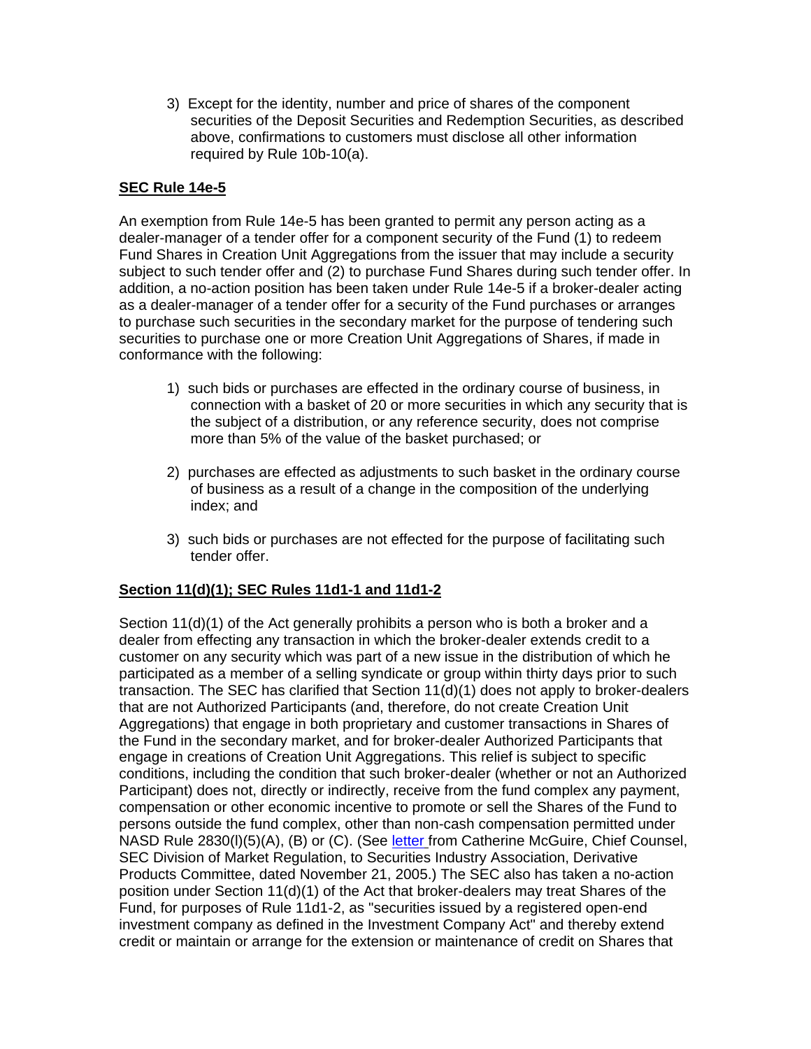3) Except for the identity, number and price of shares of the component securities of the Deposit Securities and Redemption Securities, as described above, confirmations to customers must disclose all other information required by Rule 10b-10(a).

**SEC Rule 14e-5**

An exemption from Rule 14e-5 has been granted to permit any person acting as a dealer-manager of a tender offer for a component security of the Fund (1) to redeem Fund Shares in Creation Unit Aggregations from the issuer that may include a security subject to such tender offer and (2) to purchase Fund Shares during such tender offer. In addition, a no-action position has been taken under Rule 14e-5 if a broker-dealer acting as a dealer-manager of a tender offer for a security of the Fund purchases or arranges to purchase such securities in the secondary market for the purpose of tendering such securities to purchase one or more Creation Unit Aggregations of Shares, if made in conformance with the following:

1) such bids or purchases are effected in the ordinary course of business, in connection with a basket of 20 or more securities in which any security that is the subject of a distribution, or any reference security, does not comprise more than 5% of the value of the basket purchased; or

2) purchases are effected as adjustments to such basket in the ordinary course of business as a result of a change in the composition of the underlying index; and

3) such bids or purchases are not effected for the purpose of facilitating such tender offer.

**Section 11(d)(1); SEC Rules 11d1-1 and 11d1-2**

Section 11(d)(1) of the Act generally prohibits a person who is both a broker and a dealer from effecting any transaction in which the broker-dealer extends credit to a customer on any security which was part of a new issue in the distribution of which he participated as a member of a selling syndicate or group within thirty days prior to such transaction. The SEC has clarified that Section 11(d)(1) does not apply to broker-dealers that are not Authorized Participants (and, therefore, do not create Creation Unit Aggregations) that engage in both proprietary and customer transactions in Shares of the Fund in the secondary market, and for broker-dealer Authorized Participants that engage in creations of Creation Unit Aggregations. This relief is subject to specific conditions, including the condition that such broker-dealer (whether or not an Authorized Participant) does not, directly or indirectly, receive from the fund complex any payment, compensation or other economic incentive to promote or sell the Shares of the Fund to persons outside the fund complex, other than non-cash compensation permitted under NASD Rule 2830(l)(5)(A), (B) or (C). (See letter from Catherine McGuire, Chief Counsel, SEC Division of Market Regulation, to Securities Industry Association, Derivative Products Committee, dated November 21, 2005.) The SEC also has taken a no-action position under Section 11(d)(1) of the Act that broker-dealers may treat Shares of the Fund, for purposes of Rule 11d1-2, as "securities issued by a registered open-end investment company as defined in the Investment Company Act" and thereby extend credit or maintain or arrange for the extension or maintenance of credit on Shares that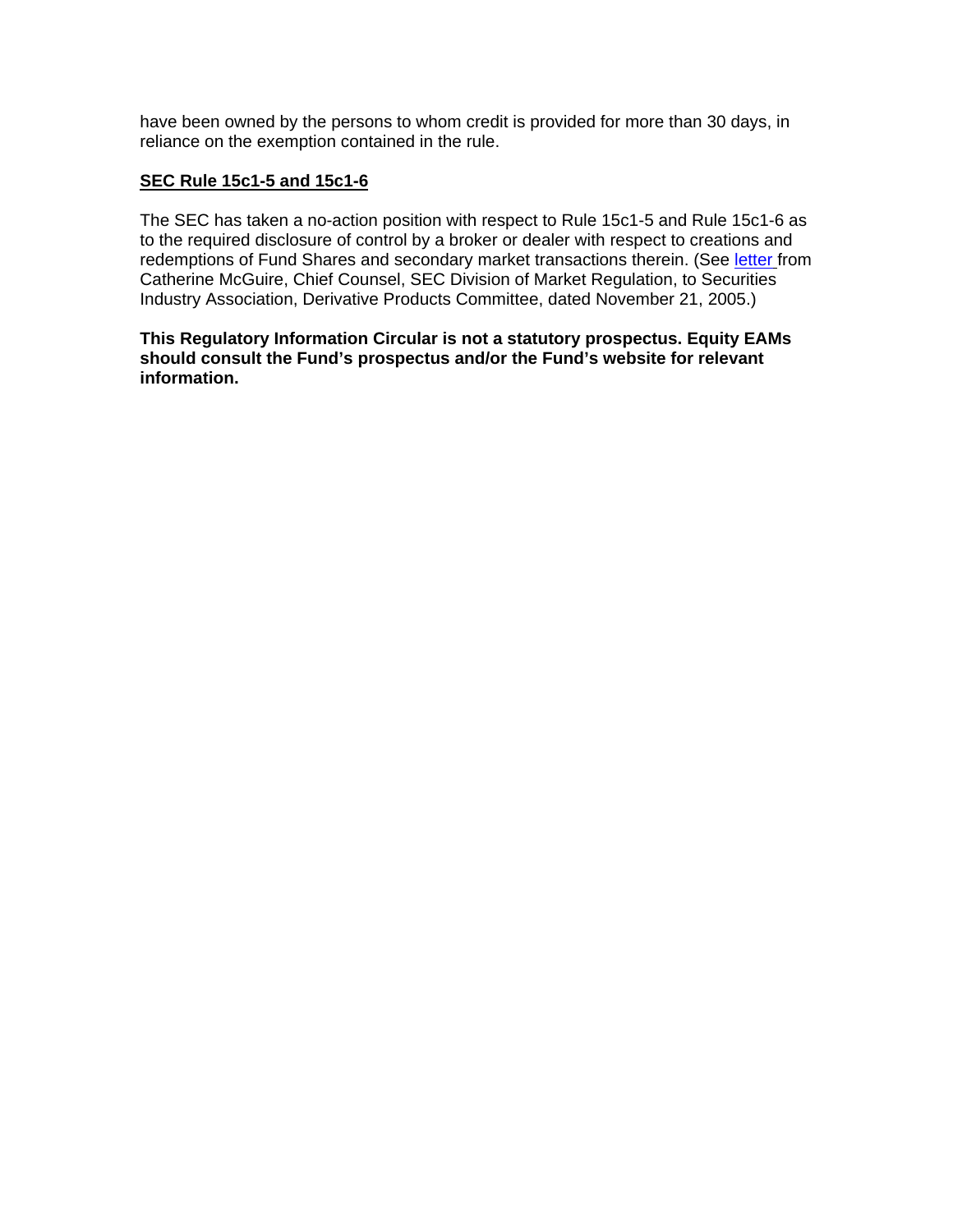have been owned by the persons to whom credit is provided for more than 30 days, in reliance on the exemption contained in the rule.

## SEC Rule 15c1-5 and 15c1-6

The SEC has taken a no-action position with respect to Rule 15c1-5 and Rule 15c1-6 as to the required disclosure of control by a broker or dealer with respect to creations and redemptions of Fund Shares and secondary market transactions therein. (See letter from Catherine McGuire, Chief Counsel, SEC Division of Market Regulation, to Securities Industry Association, Derivative Products Committee, dated November 21, 2005.)

**This Regulatory Information Circular is not a statutory prospectus. Equity EAMs should consult the Fund's prospectus and/or the Fund's website for relevant information.**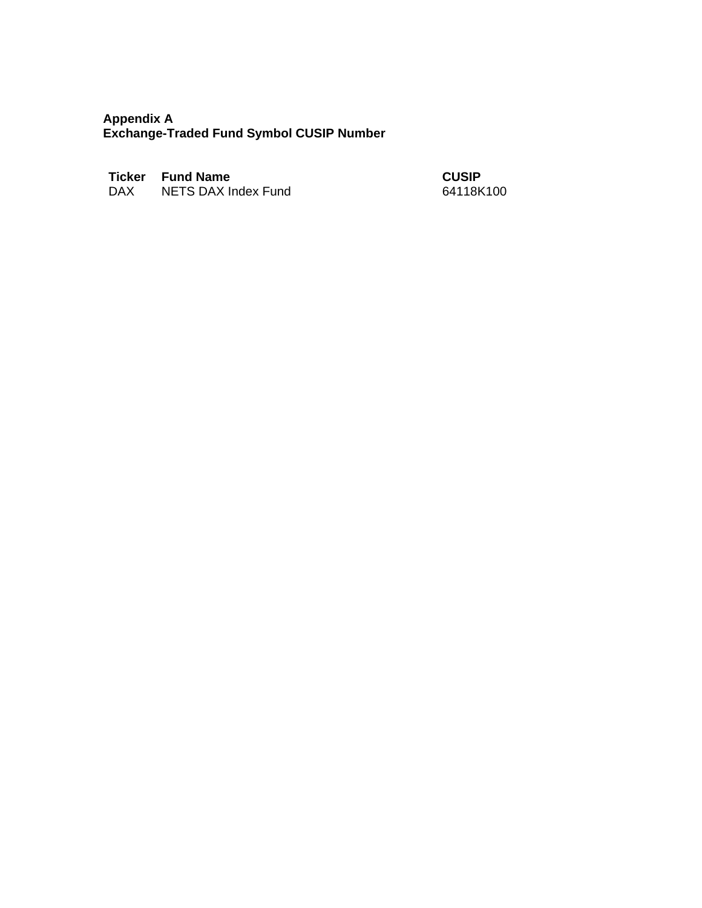**Appendix A**
**Exchange-Traded Fund Symbol CUSIP Number**

| Ticker | Fund Name | CUSIP |
|---|---|---|
| DAX | NETS DAX Index Fund | 64118K100 |